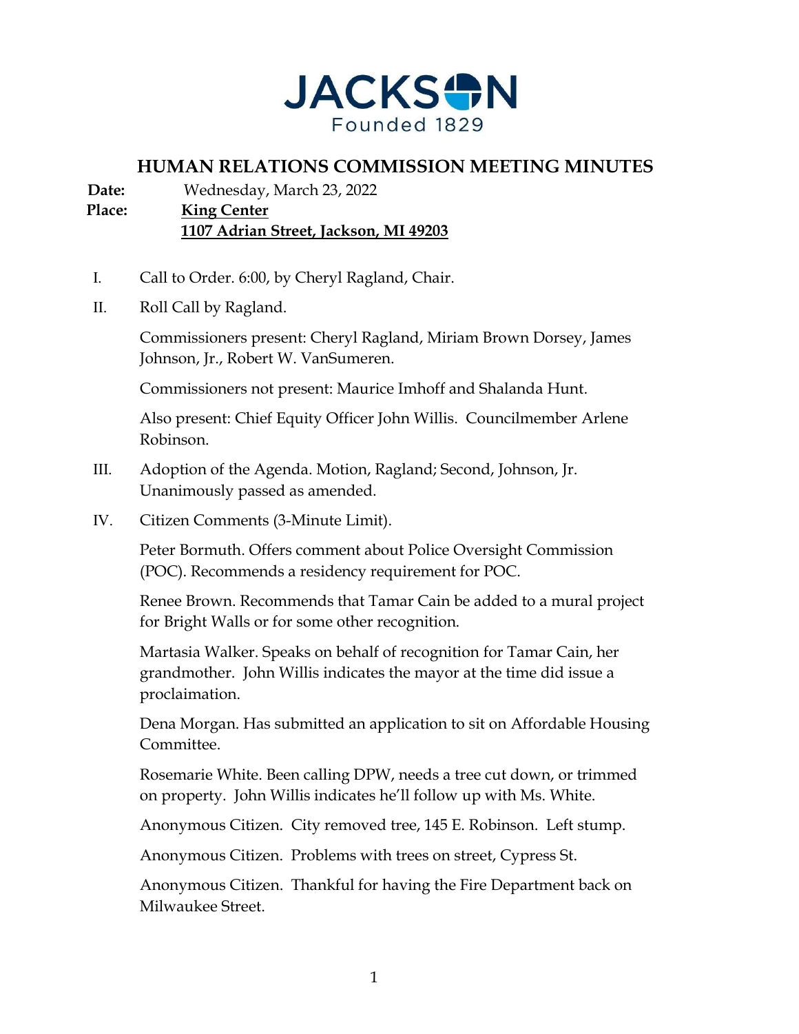JACKSON

Founded 1829

# HUMAN RELATIONS COMMISSION MEETING MINUTES

**Date:** Wednesday, March 23, 2022

**Place:** **King Center**
**1107 Adrian Street, Jackson, MI 49203**

I. Call to Order. 6:00, by Cheryl Ragland, Chair.

II. Roll Call by Ragland.

Commissioners present: Cheryl Ragland, Miriam Brown Dorsey, James Johnson, Jr., Robert W. VanSumeren.

Commissioners not present: Maurice Imhoff and Shalanda Hunt.

Also present: Chief Equity Officer John Willis. Councilmember Arlene Robinson.

III. Adoption of the Agenda. Motion, Ragland; Second, Johnson, Jr. Unanimously passed as amended.

IV. Citizen Comments (3-Minute Limit).

Peter Bormuth. Offers comment about Police Oversight Commission (POC). Recommends a residency requirement for POC.

Renee Brown. Recommends that Tamar Cain be added to a mural project for Bright Walls or for some other recognition.

Martasia Walker. Speaks on behalf of recognition for Tamar Cain, her grandmother. John Willis indicates the mayor at the time did issue a proclamation.

Dena Morgan. Has submitted an application to sit on Affordable Housing Committee.

Rosemarie White. Been calling DPW, needs a tree cut down, or trimmed on property. John Willis indicates he'll follow up with Ms. White.

Anonymous Citizen. City removed tree, 145 E. Robinson. Left stump.

Anonymous Citizen. Problems with trees on street, Cypress St.

Anonymous Citizen. Thankful for having the Fire Department back on Milwaukee Street.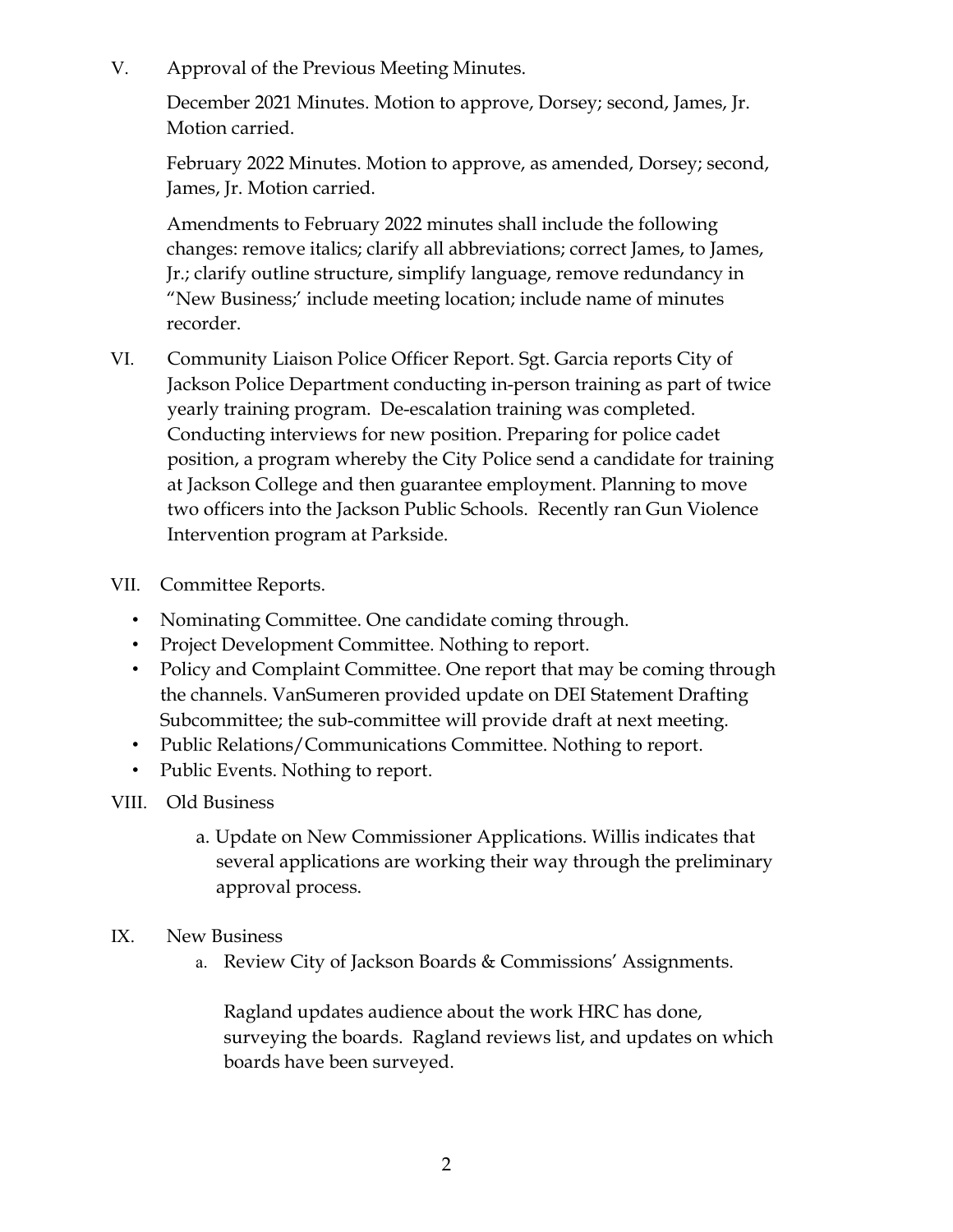V. Approval of the Previous Meeting Minutes.

December 2021 Minutes. Motion to approve, Dorsey; second, James, Jr. Motion carried.

February 2022 Minutes. Motion to approve, as amended, Dorsey; second, James, Jr. Motion carried.

Amendments to February 2022 minutes shall include the following changes: remove italics; clarify all abbreviations; correct James, to James, Jr.; clarify outline structure, simplify language, remove redundancy in "New Business;' include meeting location; include name of minutes recorder.

VI. Community Liaison Police Officer Report. Sgt. Garcia reports City of Jackson Police Department conducting in-person training as part of twice yearly training program. De-escalation training was completed. Conducting interviews for new position. Preparing for police cadet position, a program whereby the City Police send a candidate for training at Jackson College and then guarantee employment. Planning to move two officers into the Jackson Public Schools. Recently ran Gun Violence Intervention program at Parkside.

VII. Committee Reports.

- Nominating Committee. One candidate coming through.
- Project Development Committee. Nothing to report.
- Policy and Complaint Committee. One report that may be coming through the channels. VanSumeren provided update on DEI Statement Drafting Subcommittee; the sub-committee will provide draft at next meeting.
- Public Relations/Communications Committee. Nothing to report.
- Public Events. Nothing to report.

VIII. Old Business

a. Update on New Commissioner Applications. Willis indicates that several applications are working their way through the preliminary approval process.

IX. New Business

a. Review City of Jackson Boards & Commissions' Assignments.

Ragland updates audience about the work HRC has done, surveying the boards. Ragland reviews list, and updates on which boards have been surveyed.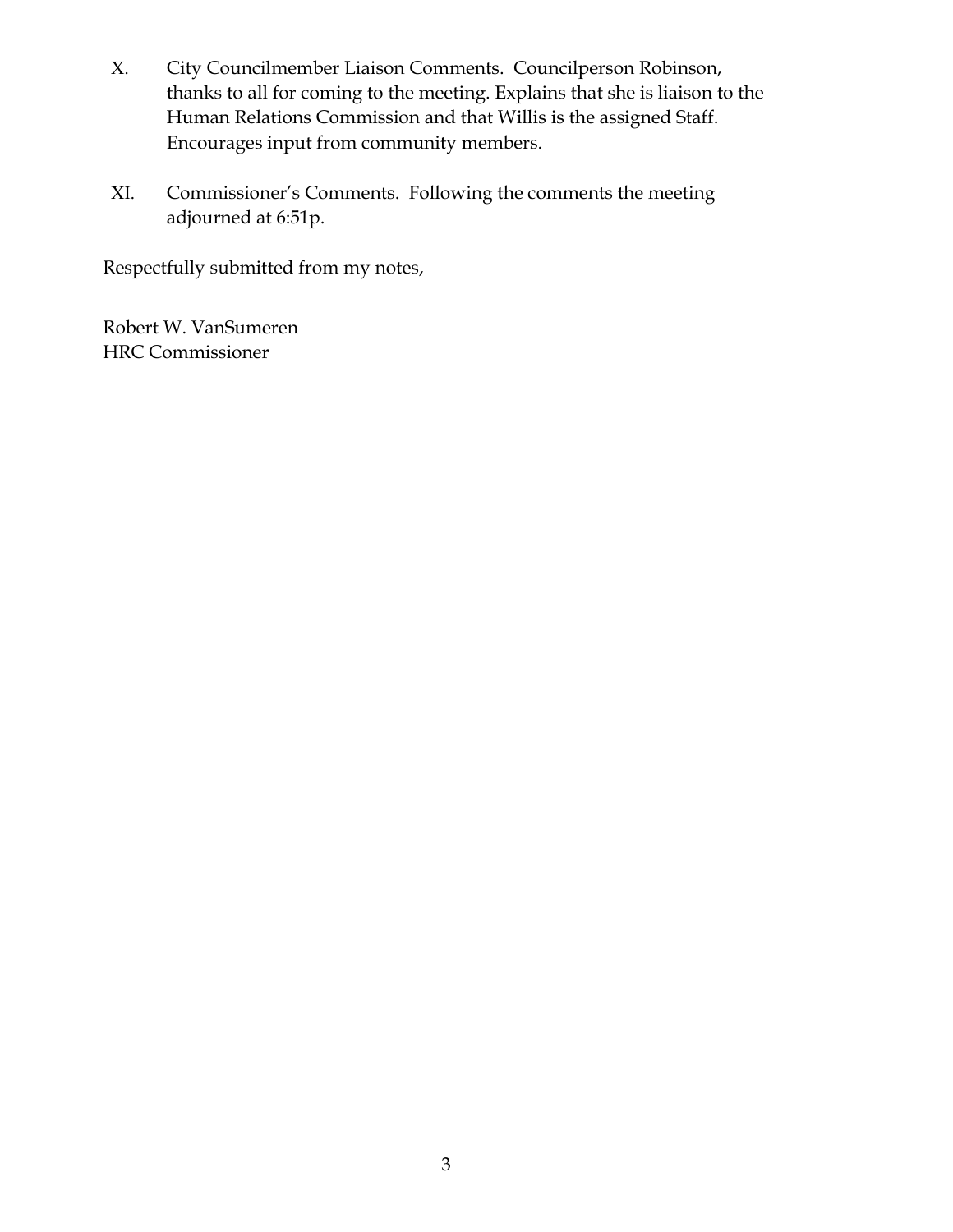X. City Councilmember Liaison Comments. Councilperson Robinson, thanks to all for coming to the meeting. Explains that she is liaison to the Human Relations Commission and that Willis is the assigned Staff. Encourages input from community members.

XI. Commissioner's Comments. Following the comments the meeting adjourned at 6:51p.

Respectfully submitted from my notes,

Robert W. VanSumeren
HRC Commissioner